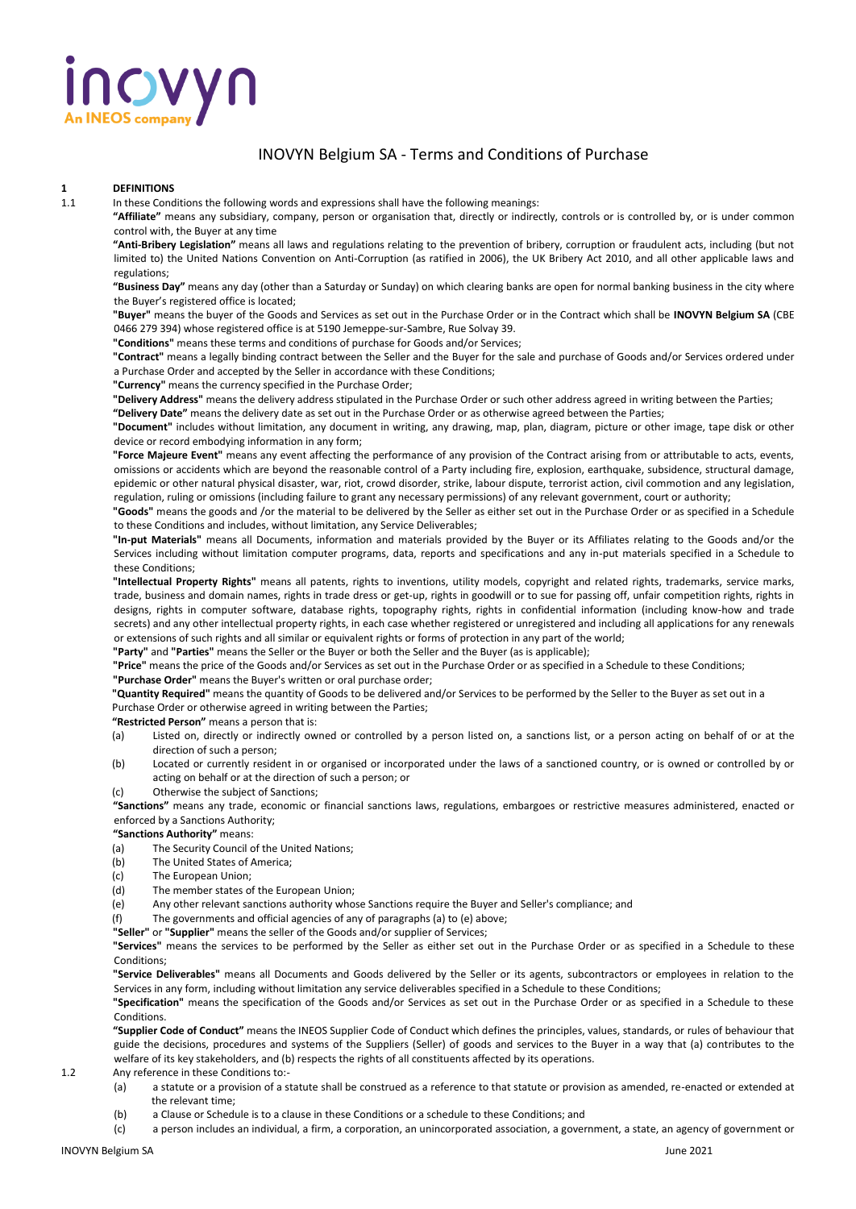# INOVYN Belgium SA - Terms and Conditions of Purchase

## 1 DEFINITIONS

1.1 In these Conditions the following words and expressions shall have the following meanings:

**"Affiliate"** means any subsidiary, company, person or organisation that, directly or indirectly, controls or is controlled by, or is under common control with, the Buyer at any time

**"Anti-Bribery Legislation"** means all laws and regulations relating to the prevention of bribery, corruption or fraudulent acts, including (but not limited to) the United Nations Convention on Anti-Corruption (as ratified in 2006), the UK Bribery Act 2010, and all other applicable laws and regulations;

**"Business Day"** means any day (other than a Saturday or Sunday) on which clearing banks are open for normal banking business in the city where the Buyer's registered office is located;

**"Buyer"** means the buyer of the Goods and Services as set out in the Purchase Order or in the Contract which shall be **INOVYN Belgium SA** (CBE 0466 279 394) whose registered office is at 5190 Jemeppe-sur-Sambre, Rue Solvay 39.

**"Conditions"** means these terms and conditions of purchase for Goods and/or Services;

**"Contract"** means a legally binding contract between the Seller and the Buyer for the sale and purchase of Goods and/or Services ordered under a Purchase Order and accepted by the Seller in accordance with these Conditions;

**"Currency"** means the currency specified in the Purchase Order;

**"Delivery Address"** means the delivery address stipulated in the Purchase Order or such other address agreed in writing between the Parties;

**"Delivery Date"** means the delivery date as set out in the Purchase Order or as otherwise agreed between the Parties;

**"Document"** includes without limitation, any document in writing, any drawing, map, plan, diagram, picture or other image, tape disk or other device or record embodying information in any form;

**"Force Majeure Event"** means any event affecting the performance of any provision of the Contract arising from or attributable to acts, events, omissions or accidents which are beyond the reasonable control of a Party including fire, explosion, earthquake, subsidence, structural damage, epidemic or other natural physical disaster, war, riot, crowd disorder, strike, labour dispute, terrorist action, civil commotion and any legislation, regulation, ruling or omissions (including failure to grant any necessary permissions) of any relevant government, court or authority;

**"Goods"** means the goods and /or the material to be delivered by the Seller as either set out in the Purchase Order or as specified in a Schedule to these Conditions and includes, without limitation, any Service Deliverables;

**"In-put Materials"** means all Documents, information and materials provided by the Buyer or its Affiliates relating to the Goods and/or the Services including without limitation computer programs, data, reports and specifications and any in-put materials specified in a Schedule to these Conditions;

**"Intellectual Property Rights"** means all patents, rights to inventions, utility models, copyright and related rights, trademarks, service marks, trade, business and domain names, rights in trade dress or get-up, rights in goodwill or to sue for passing off, unfair competition rights, rights in designs, rights in computer software, database rights, topography rights, rights in confidential information (including know-how and trade secrets) and any other intellectual property rights, in each case whether registered or unregistered and including all applications for any renewals or extensions of such rights and all similar or equivalent rights or forms of protection in any part of the world;

**"Party"** and **"Parties"** means the Seller or the Buyer or both the Seller and the Buyer (as is applicable);

**"Price"** means the price of the Goods and/or Services as set out in the Purchase Order or as specified in a Schedule to these Conditions;

**"Purchase Order"** means the Buyer's written or oral purchase order;

**"Quantity Required"** means the quantity of Goods to be delivered and/or Services to be performed by the Seller to the Buyer as set out in a Purchase Order or otherwise agreed in writing between the Parties;

**"Restricted Person"** means a person that is:

(a) Listed on, directly or indirectly owned or controlled by a person listed on, a sanctions list, or a person acting on behalf of or at the direction of such a person;

(b) Located or currently resident in or organised or incorporated under the laws of a sanctioned country, or is owned or controlled by or acting on behalf or at the direction of such a person; or

(c) Otherwise the subject of Sanctions;

**"Sanctions"** means any trade, economic or financial sanctions laws, regulations, embargoes or restrictive measures administered, enacted or enforced by a Sanctions Authority;

**"Sanctions Authority"** means:

(a) The Security Council of the United Nations;

(b) The United States of America;

(c) The European Union;

(d) The member states of the European Union;

(e) Any other relevant sanctions authority whose Sanctions require the Buyer and Seller's compliance; and

(f) The governments and official agencies of any of paragraphs (a) to (e) above;

**"Seller"** or **"Supplier"** means the seller of the Goods and/or supplier of Services;

**"Services"** means the services to be performed by the Seller as either set out in the Purchase Order or as specified in a Schedule to these Conditions;

**"Service Deliverables"** means all Documents and Goods delivered by the Seller or its agents, subcontractors or employees in relation to the Services in any form, including without limitation any service deliverables specified in a Schedule to these Conditions;

**"Specification"** means the specification of the Goods and/or Services as set out in the Purchase Order or as specified in a Schedule to these Conditions.

**"Supplier Code of Conduct"** means the INEOS Supplier Code of Conduct which defines the principles, values, standards, or rules of behaviour that guide the decisions, procedures and systems of the Suppliers (Seller) of goods and services to the Buyer in a way that (a) contributes to the welfare of its key stakeholders, and (b) respects the rights of all constituents affected by its operations.

1.2 Any reference in these Conditions to:-

(a) a statute or a provision of a statute shall be construed as a reference to that statute or provision as amended, re-enacted or extended at the relevant time;

(b) a Clause or Schedule is to a clause in these Conditions or a schedule to these Conditions; and

(c) a person includes an individual, a firm, a corporation, an unincorporated association, a government, a state, an agency of government or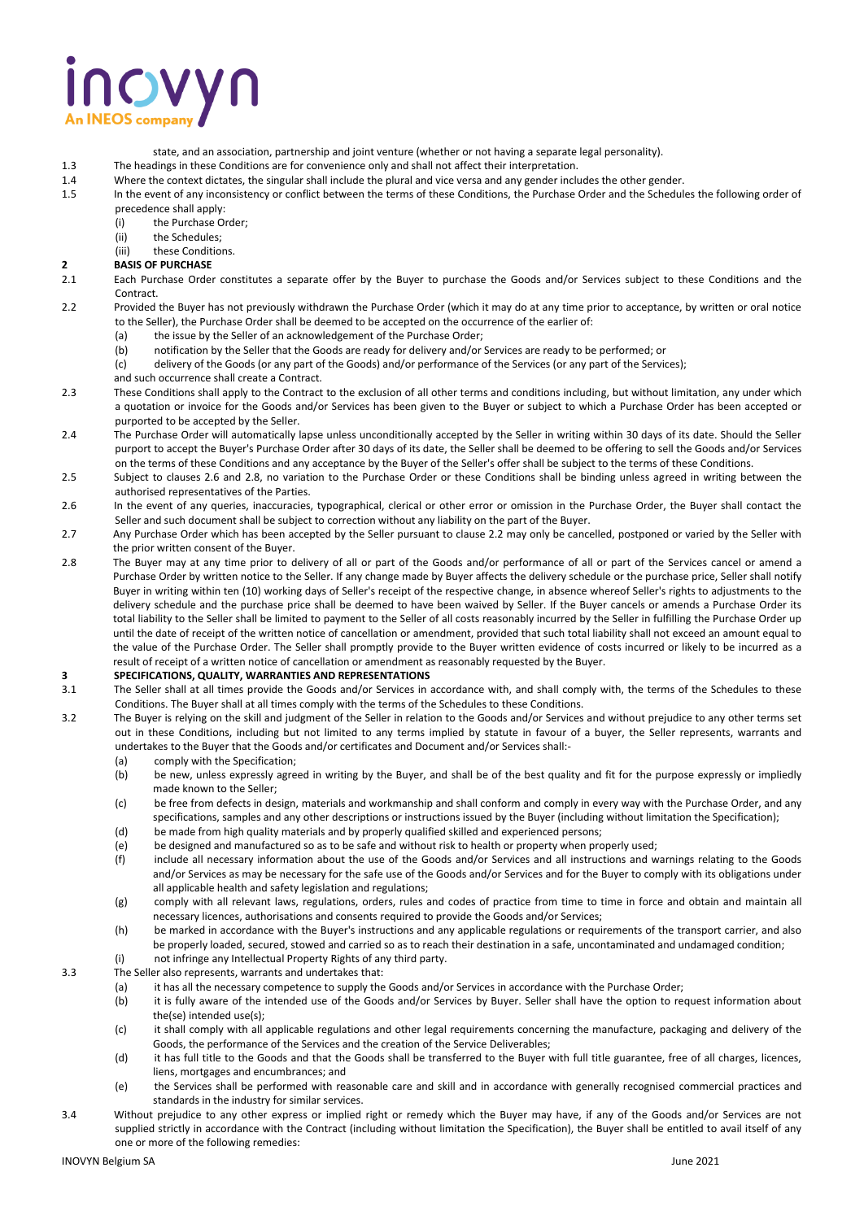state, and an association, partnership and joint venture (whether or not having a separate legal personality).

1.3 The headings in these Conditions are for convenience only and shall not affect their interpretation.

1.4 Where the context dictates, the singular shall include the plural and vice versa and any gender includes the other gender.

1.5 In the event of any inconsistency or conflict between the terms of these Conditions, the Purchase Order and the Schedules the following order of precedence shall apply:

- (i) the Purchase Order;
- (ii) the Schedules;
- (iii) these Conditions.

## 2 BASIS OF PURCHASE

2.1 Each Purchase Order constitutes a separate offer by the Buyer to purchase the Goods and/or Services subject to these Conditions and the Contract.

2.2 Provided the Buyer has not previously withdrawn the Purchase Order (which it may do at any time prior to acceptance, by written or oral notice to the Seller), the Purchase Order shall be deemed to be accepted on the occurrence of the earlier of:

- (a) the issue by the Seller of an acknowledgement of the Purchase Order;
- (b) notification by the Seller that the Goods are ready for delivery and/or Services are ready to be performed; or
- (c) delivery of the Goods (or any part of the Goods) and/or performance of the Services (or any part of the Services);

and such occurrence shall create a Contract.

2.3 These Conditions shall apply to the Contract to the exclusion of all other terms and conditions including, but without limitation, any under which a quotation or invoice for the Goods and/or Services has been given to the Buyer or subject to which a Purchase Order has been accepted or purported to be accepted by the Seller.

2.4 The Purchase Order will automatically lapse unless unconditionally accepted by the Seller in writing within 30 days of its date. Should the Seller purport to accept the Buyer's Purchase Order after 30 days of its date, the Seller shall be deemed to be offering to sell the Goods and/or Services on the terms of these Conditions and any acceptance by the Buyer of the Seller's offer shall be subject to the terms of these Conditions.

2.5 Subject to clauses 2.6 and 2.8, no variation to the Purchase Order or these Conditions shall be binding unless agreed in writing between the authorised representatives of the Parties.

2.6 In the event of any queries, inaccuracies, typographical, clerical or other error or omission in the Purchase Order, the Buyer shall contact the Seller and such document shall be subject to correction without any liability on the part of the Buyer.

2.7 Any Purchase Order which has been accepted by the Seller pursuant to clause 2.2 may only be cancelled, postponed or varied by the Seller with the prior written consent of the Buyer.

2.8 The Buyer may at any time prior to delivery of all or part of the Goods and/or performance of all or part of the Services cancel or amend a Purchase Order by written notice to the Seller. If any change made by Buyer affects the delivery schedule or the purchase price, Seller shall notify Buyer in writing within ten (10) working days of Seller's receipt of the respective change, in absence whereof Seller's rights to adjustments to the delivery schedule and the purchase price shall be deemed to have been waived by Seller. If the Buyer cancels or amends a Purchase Order its total liability to the Seller shall be limited to payment to the Seller of all costs reasonably incurred by the Seller in fulfilling the Purchase Order up until the date of receipt of the written notice of cancellation or amendment, provided that such total liability shall not exceed an amount equal to the value of the Purchase Order. The Seller shall promptly provide to the Buyer written evidence of costs incurred or likely to be incurred as a result of receipt of a written notice of cancellation or amendment as reasonably requested by the Buyer.

## 3 SPECIFICATIONS, QUALITY, WARRANTIES AND REPRESENTATIONS

3.1 The Seller shall at all times provide the Goods and/or Services in accordance with, and shall comply with, the terms of the Schedules to these Conditions. The Buyer shall at all times comply with the terms of the Schedules to these Conditions.

3.2 The Buyer is relying on the skill and judgment of the Seller in relation to the Goods and/or Services and without prejudice to any other terms set out in these Conditions, including but not limited to any terms implied by statute in favour of a buyer, the Seller represents, warrants and undertakes to the Buyer that the Goods and/or certificates and Document and/or Services shall:-

- (a) comply with the Specification;
- (b) be new, unless expressly agreed in writing by the Buyer, and shall be of the best quality and fit for the purpose expressly or impliedly made known to the Seller;
- (c) be free from defects in design, materials and workmanship and shall conform and comply in every way with the Purchase Order, and any specifications, samples and any other descriptions or instructions issued by the Buyer (including without limitation the Specification);
- (d) be made from high quality materials and by properly qualified skilled and experienced persons;
- (e) be designed and manufactured so as to be safe and without risk to health or property when properly used;
- (f) include all necessary information about the use of the Goods and/or Services and all instructions and warnings relating to the Goods and/or Services as may be necessary for the safe use of the Goods and/or Services and for the Buyer to comply with its obligations under all applicable health and safety legislation and regulations;
- (g) comply with all relevant laws, regulations, orders, rules and codes of practice from time to time in force and obtain and maintain all necessary licences, authorisations and consents required to provide the Goods and/or Services;
- (h) be marked in accordance with the Buyer's instructions and any applicable regulations or requirements of the transport carrier, and also be properly loaded, secured, stowed and carried so as to reach their destination in a safe, uncontaminated and undamaged condition;
- (i) not infringe any Intellectual Property Rights of any third party.

3.3 The Seller also represents, warrants and undertakes that:

- (a) it has all the necessary competence to supply the Goods and/or Services in accordance with the Purchase Order;
- (b) it is fully aware of the intended use of the Goods and/or Services by Buyer. Seller shall have the option to request information about the(se) intended use(s);
- (c) it shall comply with all applicable regulations and other legal requirements concerning the manufacture, packaging and delivery of the Goods, the performance of the Services and the creation of the Service Deliverables;
- (d) it has full title to the Goods and that the Goods shall be transferred to the Buyer with full title guarantee, free of all charges, licences, liens, mortgages and encumbrances; and
- (e) the Services shall be performed with reasonable care and skill and in accordance with generally recognised commercial practices and standards in the industry for similar services.

3.4 Without prejudice to any other express or implied right or remedy which the Buyer may have, if any of the Goods and/or Services are not supplied strictly in accordance with the Contract (including without limitation the Specification), the Buyer shall be entitled to avail itself of any one or more of the following remedies: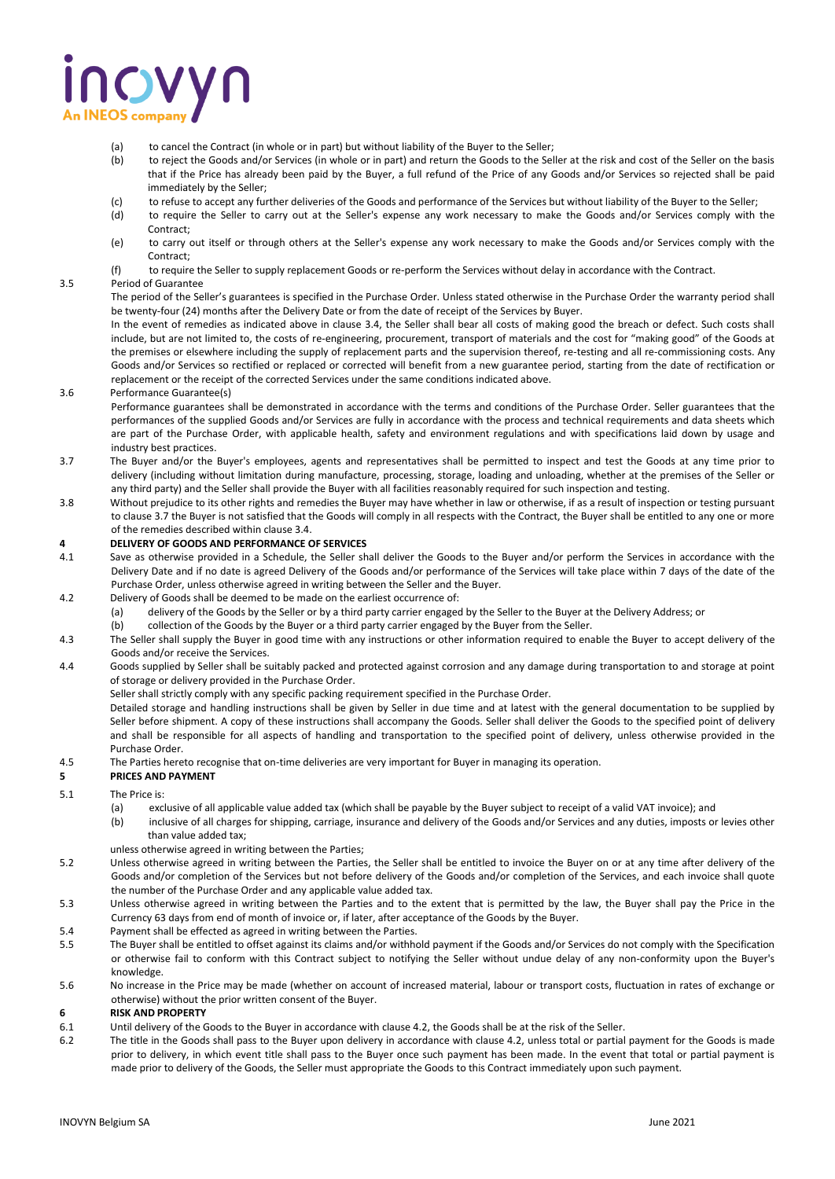(a) to cancel the Contract (in whole or in part) but without liability of the Buyer to the Seller;

(b) to reject the Goods and/or Services (in whole or in part) and return the Goods to the Seller at the risk and cost of the Seller on the basis that if the Price has already been paid by the Buyer, a full refund of the Price of any Goods and/or Services so rejected shall be paid immediately by the Seller;

(c) to refuse to accept any further deliveries of the Goods and performance of the Services but without liability of the Buyer to the Seller;

(d) to require the Seller to carry out at the Seller's expense any work necessary to make the Goods and/or Services comply with the Contract;

(e) to carry out itself or through others at the Seller's expense any work necessary to make the Goods and/or Services comply with the Contract;

(f) to require the Seller to supply replacement Goods or re-perform the Services without delay in accordance with the Contract.

3.5 Period of Guarantee

The period of the Seller's guarantees is specified in the Purchase Order. Unless stated otherwise in the Purchase Order the warranty period shall be twenty-four (24) months after the Delivery Date or from the date of receipt of the Services by Buyer.

In the event of remedies as indicated above in clause 3.4, the Seller shall bear all costs of making good the breach or defect. Such costs shall include, but are not limited to, the costs of re-engineering, procurement, transport of materials and the cost for "making good" of the Goods at the premises or elsewhere including the supply of replacement parts and the supervision thereof, re-testing and all re-commissioning costs. Any Goods and/or Services so rectified or replaced or corrected will benefit from a new guarantee period, starting from the date of rectification or replacement or the receipt of the corrected Services under the same conditions indicated above.

3.6 Performance Guarantee(s)

Performance guarantees shall be demonstrated in accordance with the terms and conditions of the Purchase Order. Seller guarantees that the performances of the supplied Goods and/or Services are fully in accordance with the process and technical requirements and data sheets which are part of the Purchase Order, with applicable health, safety and environment regulations and with specifications laid down by usage and industry best practices.

3.7 The Buyer and/or the Buyer's employees, agents and representatives shall be permitted to inspect and test the Goods at any time prior to delivery (including without limitation during manufacture, processing, storage, loading and unloading, whether at the premises of the Seller or any third party) and the Seller shall provide the Buyer with all facilities reasonably required for such inspection and testing.

3.8 Without prejudice to its other rights and remedies the Buyer may have whether in law or otherwise, if as a result of inspection or testing pursuant to clause 3.7 the Buyer is not satisfied that the Goods will comply in all respects with the Contract, the Buyer shall be entitled to any one or more of the remedies described within clause 3.4.

## 4 DELIVERY OF GOODS AND PERFORMANCE OF SERVICES

4.1 Save as otherwise provided in a Schedule, the Seller shall deliver the Goods to the Buyer and/or perform the Services in accordance with the Delivery Date and if no date is agreed Delivery of the Goods and/or performance of the Services will take place within 7 days of the date of the Purchase Order, unless otherwise agreed in writing between the Seller and the Buyer.

4.2 Delivery of Goods shall be deemed to be made on the earliest occurrence of:

(a) delivery of the Goods by the Seller or by a third party carrier engaged by the Seller to the Buyer at the Delivery Address; or

(b) collection of the Goods by the Buyer or a third party carrier engaged by the Buyer from the Seller.

4.3 The Seller shall supply the Buyer in good time with any instructions or other information required to enable the Buyer to accept delivery of the Goods and/or receive the Services.

4.4 Goods supplied by Seller shall be suitably packed and protected against corrosion and any damage during transportation to and storage at point of storage or delivery provided in the Purchase Order.

Seller shall strictly comply with any specific packing requirement specified in the Purchase Order.

Detailed storage and handling instructions shall be given by Seller in due time and at latest with the general documentation to be supplied by Seller before shipment. A copy of these instructions shall accompany the Goods. Seller shall deliver the Goods to the specified point of delivery and shall be responsible for all aspects of handling and transportation to the specified point of delivery, unless otherwise provided in the Purchase Order.

4.5 The Parties hereto recognise that on-time deliveries are very important for Buyer in managing its operation.

## 5 PRICES AND PAYMENT

5.1 The Price is:

(a) exclusive of all applicable value added tax (which shall be payable by the Buyer subject to receipt of a valid VAT invoice); and

(b) inclusive of all charges for shipping, carriage, insurance and delivery of the Goods and/or Services and any duties, imposts or levies other than value added tax;

unless otherwise agreed in writing between the Parties;

5.2 Unless otherwise agreed in writing between the Parties, the Seller shall be entitled to invoice the Buyer on or at any time after delivery of the Goods and/or completion of the Services but not before delivery of the Goods and/or completion of the Services, and each invoice shall quote the number of the Purchase Order and any applicable value added tax.

5.3 Unless otherwise agreed in writing between the Parties and to the extent that is permitted by the law, the Buyer shall pay the Price in the Currency 63 days from end of month of invoice or, if later, after acceptance of the Goods by the Buyer.

5.4 Payment shall be effected as agreed in writing between the Parties.

5.5 The Buyer shall be entitled to offset against its claims and/or withhold payment if the Goods and/or Services do not comply with the Specification or otherwise fail to conform with this Contract subject to notifying the Seller without undue delay of any non-conformity upon the Buyer's knowledge.

5.6 No increase in the Price may be made (whether on account of increased material, labour or transport costs, fluctuation in rates of exchange or otherwise) without the prior written consent of the Buyer.

## 6 RISK AND PROPERTY

6.1 Until delivery of the Goods to the Buyer in accordance with clause 4.2, the Goods shall be at the risk of the Seller.

6.2 The title in the Goods shall pass to the Buyer upon delivery in accordance with clause 4.2, unless total or partial payment for the Goods is made prior to delivery, in which event title shall pass to the Buyer once such payment has been made. In the event that total or partial payment is made prior to delivery of the Goods, the Seller must appropriate the Goods to this Contract immediately upon such payment.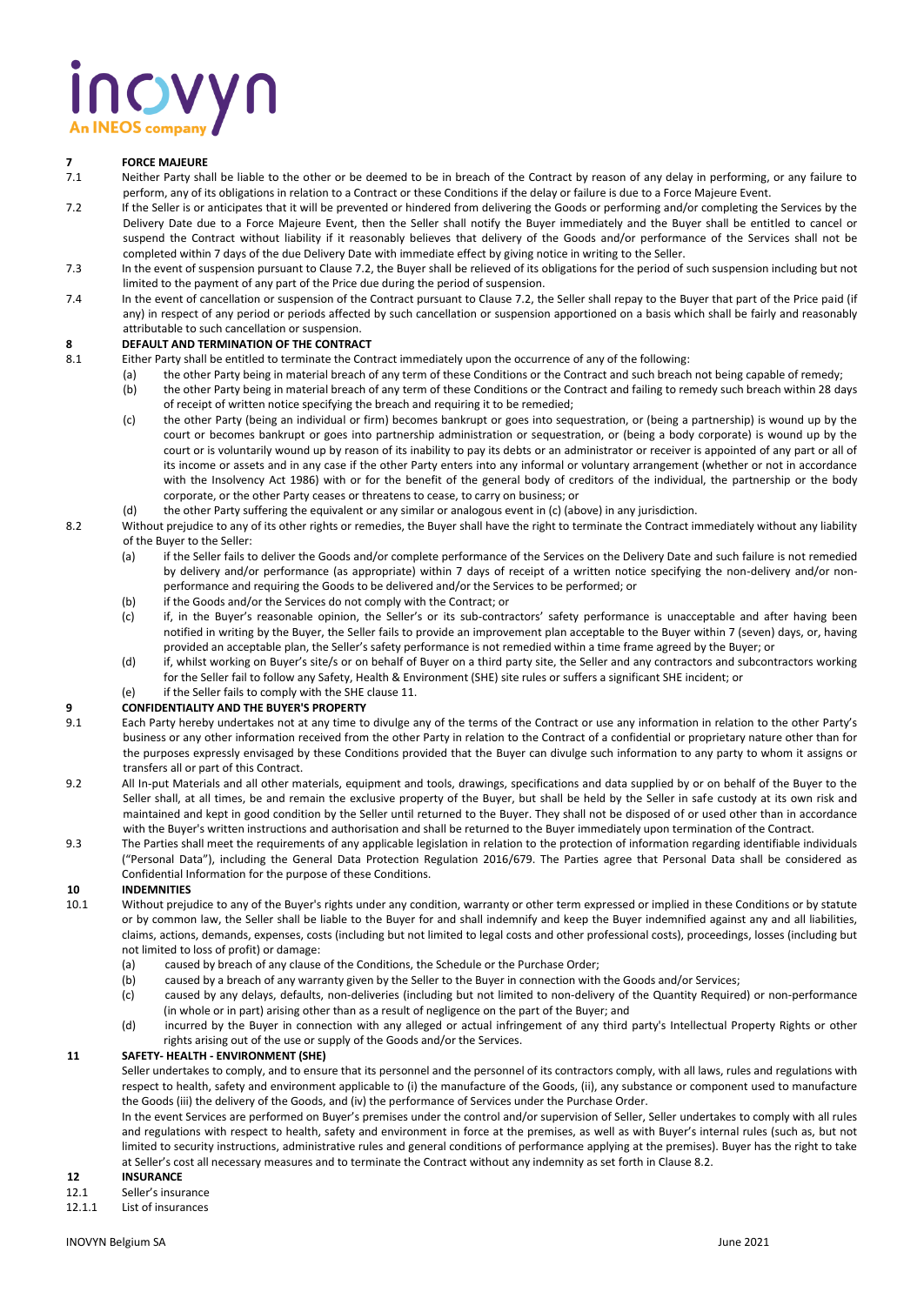## 7 FORCE MAJEURE

7.1 Neither Party shall be liable to the other or be deemed to be in breach of the Contract by reason of any delay in performing, or any failure to perform, any of its obligations in relation to a Contract or these Conditions if the delay or failure is due to a Force Majeure Event.

7.2 If the Seller is or anticipates that it will be prevented or hindered from delivering the Goods or performing and/or completing the Services by the Delivery Date due to a Force Majeure Event, then the Seller shall notify the Buyer immediately and the Buyer shall be entitled to cancel or suspend the Contract without liability if it reasonably believes that delivery of the Goods and/or performance of the Services shall not be completed within 7 days of the due Delivery Date with immediate effect by giving notice in writing to the Seller.

7.3 In the event of suspension pursuant to Clause 7.2, the Buyer shall be relieved of its obligations for the period of such suspension including but not limited to the payment of any part of the Price due during the period of suspension.

7.4 In the event of cancellation or suspension of the Contract pursuant to Clause 7.2, the Seller shall repay to the Buyer that part of the Price paid (if any) in respect of any period or periods affected by such cancellation or suspension apportioned on a basis which shall be fairly and reasonably attributable to such cancellation or suspension.

## 8 DEFAULT AND TERMINATION OF THE CONTRACT

8.1 Either Party shall be entitled to terminate the Contract immediately upon the occurrence of any of the following:

(a) the other Party being in material breach of any term of these Conditions or the Contract and such breach not being capable of remedy;

(b) the other Party being in material breach of any term of these Conditions or the Contract and failing to remedy such breach within 28 days of receipt of written notice specifying the breach and requiring it to be remedied;

(c) the other Party (being an individual or firm) becomes bankrupt or goes into sequestration, or (being a partnership) is wound up by the court or becomes bankrupt or goes into partnership administration or sequestration, or (being a body corporate) is wound up by the court or is voluntarily wound up by reason of its inability to pay its debts or an administrator or receiver is appointed of any part or all of its income or assets and in any case if the other Party enters into any informal or voluntary arrangement (whether or not in accordance with the Insolvency Act 1986) with or for the benefit of the general body of creditors of the individual, the partnership or the body corporate, or the other Party ceases or threatens to cease, to carry on business; or

(d) the other Party suffering the equivalent or any similar or analogous event in (c) (above) in any jurisdiction.

8.2 Without prejudice to any of its other rights or remedies, the Buyer shall have the right to terminate the Contract immediately without any liability of the Buyer to the Seller:

(a) if the Seller fails to deliver the Goods and/or complete performance of the Services on the Delivery Date and such failure is not remedied by delivery and/or performance (as appropriate) within 7 days of receipt of a written notice specifying the non-delivery and/or non-performance and requiring the Goods to be delivered and/or the Services to be performed; or

(b) if the Goods and/or the Services do not comply with the Contract; or

(c) if, in the Buyer's reasonable opinion, the Seller's or its sub-contractors' safety performance is unacceptable and after having been notified in writing by the Buyer, the Seller fails to provide an improvement plan acceptable to the Buyer within 7 (seven) days, or, having provided an acceptable plan, the Seller's safety performance is not remedied within a time frame agreed by the Buyer; or

(d) if, whilst working on Buyer's site/s or on behalf of Buyer on a third party site, the Seller and any contractors and subcontractors working for the Seller fail to follow any Safety, Health & Environment (SHE) site rules or suffers a significant SHE incident; or

(e) if the Seller fails to comply with the SHE clause 11.

## 9 CONFIDENTIALITY AND THE BUYER'S PROPERTY

9.1 Each Party hereby undertakes not at any time to divulge any of the terms of the Contract or use any information in relation to the other Party's business or any other information received from the other Party in relation to the Contract of a confidential or proprietary nature other than for the purposes expressly envisaged by these Conditions provided that the Buyer can divulge such information to any party to whom it assigns or transfers all or part of this Contract.

9.2 All In-put Materials and all other materials, equipment and tools, drawings, specifications and data supplied by or on behalf of the Buyer to the Seller shall, at all times, be and remain the exclusive property of the Buyer, but shall be held by the Seller in safe custody at its own risk and maintained and kept in good condition by the Seller until returned to the Buyer. They shall not be disposed of or used other than in accordance with the Buyer's written instructions and authorisation and shall be returned to the Buyer immediately upon termination of the Contract.

9.3 The Parties shall meet the requirements of any applicable legislation in relation to the protection of information regarding identifiable individuals ("Personal Data"), including the General Data Protection Regulation 2016/679. The Parties agree that Personal Data shall be considered as Confidential Information for the purpose of these Conditions.

## 10 INDEMNITIES

10.1 Without prejudice to any of the Buyer's rights under any condition, warranty or other term expressed or implied in these Conditions or by statute or by common law, the Seller shall be liable to the Buyer for and shall indemnify and keep the Buyer indemnified against any and all liabilities, claims, actions, demands, expenses, costs (including but not limited to legal costs and other professional costs), proceedings, losses (including but not limited to loss of profit) or damage:

(a) caused by breach of any clause of the Conditions, the Schedule or the Purchase Order;

(b) caused by a breach of any warranty given by the Seller to the Buyer in connection with the Goods and/or Services;

(c) caused by any delays, defaults, non-deliveries (including but not limited to non-delivery of the Quantity Required) or non-performance (in whole or in part) arising other than as a result of negligence on the part of the Buyer; and

(d) incurred by the Buyer in connection with any alleged or actual infringement of any third party's Intellectual Property Rights or other rights arising out of the use or supply of the Goods and/or the Services.

## 11 SAFETY- HEALTH - ENVIRONMENT (SHE)

Seller undertakes to comply, and to ensure that its personnel and the personnel of its contractors comply, with all laws, rules and regulations with respect to health, safety and environment applicable to (i) the manufacture of the Goods, (ii), any substance or component used to manufacture the Goods (iii) the delivery of the Goods, and (iv) the performance of Services under the Purchase Order.

In the event Services are performed on Buyer's premises under the control and/or supervision of Seller, Seller undertakes to comply with all rules and regulations with respect to health, safety and environment in force at the premises, as well as with Buyer's internal rules (such as, but not limited to security instructions, administrative rules and general conditions of performance applying at the premises). Buyer has the right to take at Seller's cost all necessary measures and to terminate the Contract without any indemnity as set forth in Clause 8.2.

## 12 INSURANCE

12.1 Seller's insurance

12.1.1 List of insurances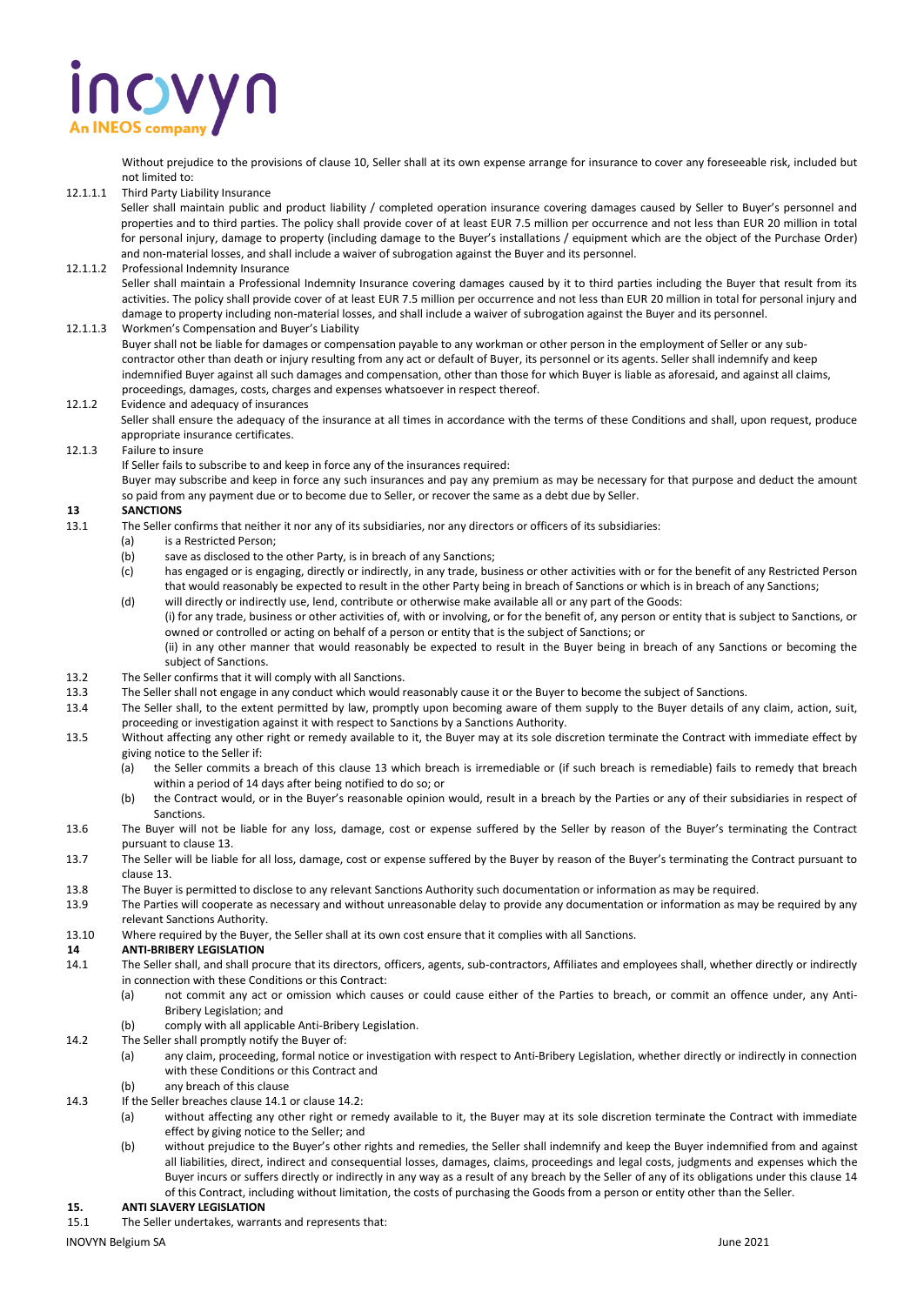Without prejudice to the provisions of clause 10, Seller shall at its own expense arrange for insurance to cover any foreseeable risk, included but not limited to:

12.1.1.1 Third Party Liability Insurance

Seller shall maintain public and product liability / completed operation insurance covering damages caused by Seller to Buyer's personnel and properties and to third parties. The policy shall provide cover of at least EUR 7.5 million per occurrence and not less than EUR 20 million in total for personal injury, damage to property (including damage to the Buyer's installations / equipment which are the object of the Purchase Order) and non-material losses, and shall include a waiver of subrogation against the Buyer and its personnel.

12.1.1.2 Professional Indemnity Insurance

Seller shall maintain a Professional Indemnity Insurance covering damages caused by it to third parties including the Buyer that result from its activities. The policy shall provide cover of at least EUR 7.5 million per occurrence and not less than EUR 20 million in total for personal injury and damage to property including non-material losses, and shall include a waiver of subrogation against the Buyer and its personnel.

12.1.1.3 Workmen's Compensation and Buyer's Liability

Buyer shall not be liable for damages or compensation payable to any workman or other person in the employment of Seller or any sub-contractor other than death or injury resulting from any act or default of Buyer, its personnel or its agents. Seller shall indemnify and keep indemnified Buyer against all such damages and compensation, other than those for which Buyer is liable as aforesaid, and against all claims, proceedings, damages, costs, charges and expenses whatsoever in respect thereof.

12.1.2 Evidence and adequacy of insurances

Seller shall ensure the adequacy of the insurance at all times in accordance with the terms of these Conditions and shall, upon request, produce appropriate insurance certificates.

12.1.3 Failure to insure

If Seller fails to subscribe to and keep in force any of the insurances required:

Buyer may subscribe and keep in force any such insurances and pay any premium as may be necessary for that purpose and deduct the amount so paid from any payment due or to become due to Seller, or recover the same as a debt due by Seller.

## 13 SANCTIONS

13.1 The Seller confirms that neither it nor any of its subsidiaries, nor any directors or officers of its subsidiaries:

(a) is a Restricted Person;

(b) save as disclosed to the other Party, is in breach of any Sanctions;

(c) has engaged or is engaging, directly or indirectly, in any trade, business or other activities with or for the benefit of any Restricted Person that would reasonably be expected to result in the other Party being in breach of Sanctions or which is in breach of any Sanctions;

(d) will directly or indirectly use, lend, contribute or otherwise make available all or any part of the Goods:

(i) for any trade, business or other activities of, with or involving, or for the benefit of, any person or entity that is subject to Sanctions, or owned or controlled or acting on behalf of a person or entity that is the subject of Sanctions; or

(ii) in any other manner that would reasonably be expected to result in the Buyer being in breach of any Sanctions or becoming the subject of Sanctions.

13.2 The Seller confirms that it will comply with all Sanctions.

13.3 The Seller shall not engage in any conduct which would reasonably cause it or the Buyer to become the subject of Sanctions.

13.4 The Seller shall, to the extent permitted by law, promptly upon becoming aware of them supply to the Buyer details of any claim, action, suit, proceeding or investigation against it with respect to Sanctions by a Sanctions Authority.

13.5 Without affecting any other right or remedy available to it, the Buyer may at its sole discretion terminate the Contract with immediate effect by giving notice to the Seller if:

(a) the Seller commits a breach of this clause 13 which breach is irremediable or (if such breach is remediable) fails to remedy that breach within a period of 14 days after being notified to do so; or

(b) the Contract would, or in the Buyer's reasonable opinion would, result in a breach by the Parties or any of their subsidiaries in respect of Sanctions.

13.6 The Buyer will not be liable for any loss, damage, cost or expense suffered by the Seller by reason of the Buyer's terminating the Contract pursuant to clause 13.

13.7 The Seller will be liable for all loss, damage, cost or expense suffered by the Buyer by reason of the Buyer's terminating the Contract pursuant to clause 13.

13.8 The Buyer is permitted to disclose to any relevant Sanctions Authority such documentation or information as may be required.

13.9 The Parties will cooperate as necessary and without unreasonable delay to provide any documentation or information as may be required by any relevant Sanctions Authority.

13.10 Where required by the Buyer, the Seller shall at its own cost ensure that it complies with all Sanctions.

## 14 ANTI-BRIBERY LEGISLATION

14.1 The Seller shall, and shall procure that its directors, officers, agents, sub-contractors, Affiliates and employees shall, whether directly or indirectly in connection with these Conditions or this Contract:

(a) not commit any act or omission which causes or could cause either of the Parties to breach, or commit an offence under, any Anti-Bribery Legislation; and

(b) comply with all applicable Anti-Bribery Legislation.

14.2 The Seller shall promptly notify the Buyer of:

(a) any claim, proceeding, formal notice or investigation with respect to Anti-Bribery Legislation, whether directly or indirectly in connection with these Conditions or this Contract and

(b) any breach of this clause

14.3 If the Seller breaches clause 14.1 or clause 14.2:

(a) without affecting any other right or remedy available to it, the Buyer may at its sole discretion terminate the Contract with immediate effect by giving notice to the Seller; and

(b) without prejudice to the Buyer's other rights and remedies, the Seller shall indemnify and keep the Buyer indemnified from and against all liabilities, direct, indirect and consequential losses, damages, claims, proceedings and legal costs, judgments and expenses which the Buyer incurs or suffers directly or indirectly in any way as a result of any breach by the Seller of any of its obligations under this clause 14 of this Contract, including without limitation, the costs of purchasing the Goods from a person or entity other than the Seller.

## 15. ANTI SLAVERY LEGISLATION

15.1 The Seller undertakes, warrants and represents that: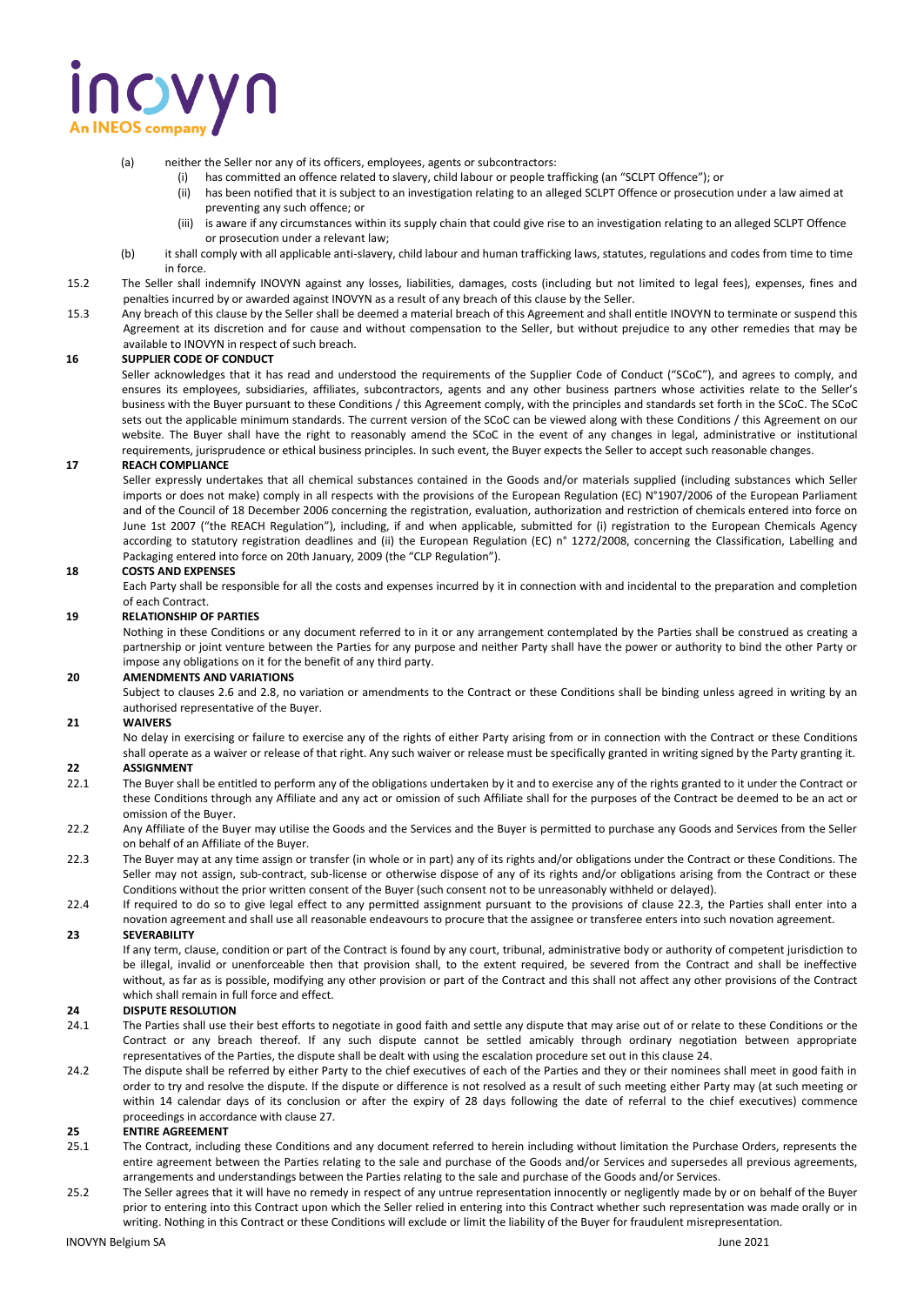(a) neither the Seller nor any of its officers, employees, agents or subcontractors:

(i) has committed an offence related to slavery, child labour or people trafficking (an "SCLPT Offence"); or

(ii) has been notified that it is subject to an investigation relating to an alleged SCLPT Offence or prosecution under a law aimed at preventing any such offence; or

(iii) is aware if any circumstances within its supply chain that could give rise to an investigation relating to an alleged SCLPT Offence or prosecution under a relevant law;

(b) it shall comply with all applicable anti-slavery, child labour and human trafficking laws, statutes, regulations and codes from time to time in force.

15.2 The Seller shall indemnify INOVYN against any losses, liabilities, damages, costs (including but not limited to legal fees), expenses, fines and penalties incurred by or awarded against INOVYN as a result of any breach of this clause by the Seller.

15.3 Any breach of this clause by the Seller shall be deemed a material breach of this Agreement and shall entitle INOVYN to terminate or suspend this Agreement at its discretion and for cause and without compensation to the Seller, but without prejudice to any other remedies that may be available to INOVYN in respect of such breach.

**16 SUPPLIER CODE OF CONDUCT**

Seller acknowledges that it has read and understood the requirements of the Supplier Code of Conduct ("SCoC"), and agrees to comply, and ensures its employees, subsidiaries, affiliates, subcontractors, agents and any other business partners whose activities relate to the Seller's business with the Buyer pursuant to these Conditions / this Agreement comply, with the principles and standards set forth in the SCoC. The SCoC sets out the applicable minimum standards. The current version of the SCoC can be viewed along with these Conditions / this Agreement on our website. The Buyer shall have the right to reasonably amend the SCoC in the event of any changes in legal, administrative or institutional requirements, jurisprudence or ethical business principles. In such event, the Buyer expects the Seller to accept such reasonable changes.

**17 REACH COMPLIANCE**

Seller expressly undertakes that all chemical substances contained in the Goods and/or materials supplied (including substances which Seller imports or does not make) comply in all respects with the provisions of the European Regulation (EC) N°1907/2006 of the European Parliament and of the Council of 18 December 2006 concerning the registration, evaluation, authorization and restriction of chemicals entered into force on June 1st 2007 ("the REACH Regulation"), including, if and when applicable, submitted for (i) registration to the European Chemicals Agency according to statutory registration deadlines and (ii) the European Regulation (EC) n° 1272/2008, concerning the Classification, Labelling and Packaging entered into force on 20th January, 2009 (the "CLP Regulation").

**18 COSTS AND EXPENSES**

Each Party shall be responsible for all the costs and expenses incurred by it in connection with and incidental to the preparation and completion of each Contract.

**19 RELATIONSHIP OF PARTIES**

Nothing in these Conditions or any document referred to in it or any arrangement contemplated by the Parties shall be construed as creating a partnership or joint venture between the Parties for any purpose and neither Party shall have the power or authority to bind the other Party or impose any obligations on it for the benefit of any third party.

**20 AMENDMENTS AND VARIATIONS**

Subject to clauses 2.6 and 2.8, no variation or amendments to the Contract or these Conditions shall be binding unless agreed in writing by an authorised representative of the Buyer.

**21 WAIVERS**

No delay in exercising or failure to exercise any of the rights of either Party arising from or in connection with the Contract or these Conditions shall operate as a waiver or release of that right. Any such waiver or release must be specifically granted in writing signed by the Party granting it.

**22 ASSIGNMENT**

22.1 The Buyer shall be entitled to perform any of the obligations undertaken by it and to exercise any of the rights granted to it under the Contract or these Conditions through any Affiliate and any act or omission of such Affiliate shall for the purposes of the Contract be deemed to be an act or omission of the Buyer.

22.2 Any Affiliate of the Buyer may utilise the Goods and the Services and the Buyer is permitted to purchase any Goods and Services from the Seller on behalf of an Affiliate of the Buyer.

22.3 The Buyer may at any time assign or transfer (in whole or in part) any of its rights and/or obligations under the Contract or these Conditions. The Seller may not assign, sub-contract, sub-license or otherwise dispose of any of its rights and/or obligations arising from the Contract or these Conditions without the prior written consent of the Buyer (such consent not to be unreasonably withheld or delayed).

22.4 If required to do so to give legal effect to any permitted assignment pursuant to the provisions of clause 22.3, the Parties shall enter into a novation agreement and shall use all reasonable endeavours to procure that the assignee or transferee enters into such novation agreement.

**23 SEVERABILITY**

If any term, clause, condition or part of the Contract is found by any court, tribunal, administrative body or authority of competent jurisdiction to be illegal, invalid or unenforceable then that provision shall, to the extent required, be severed from the Contract and shall be ineffective without, as far as is possible, modifying any other provision or part of the Contract and this shall not affect any other provisions of the Contract which shall remain in full force and effect.

**24 DISPUTE RESOLUTION**

24.1 The Parties shall use their best efforts to negotiate in good faith and settle any dispute that may arise out of or relate to these Conditions or the Contract or any breach thereof. If any such dispute cannot be settled amicably through ordinary negotiation between appropriate representatives of the Parties, the dispute shall be dealt with using the escalation procedure set out in this clause 24.

24.2 The dispute shall be referred by either Party to the chief executives of each of the Parties and they or their nominees shall meet in good faith in order to try and resolve the dispute. If the dispute or difference is not resolved as a result of such meeting either Party may (at such meeting or within 14 calendar days of its conclusion or after the expiry of 28 days following the date of referral to the chief executives) commence proceedings in accordance with clause 27.

**25 ENTIRE AGREEMENT**

25.1 The Contract, including these Conditions and any document referred to herein including without limitation the Purchase Orders, represents the entire agreement between the Parties relating to the sale and purchase of the Goods and/or Services and supersedes all previous agreements, arrangements and understandings between the Parties relating to the sale and purchase of the Goods and/or Services.

25.2 The Seller agrees that it will have no remedy in respect of any untrue representation innocently or negligently made by or on behalf of the Buyer prior to entering into this Contract upon which the Seller relied in entering into this Contract whether such representation was made orally or in writing. Nothing in this Contract or these Conditions will exclude or limit the liability of the Buyer for fraudulent misrepresentation.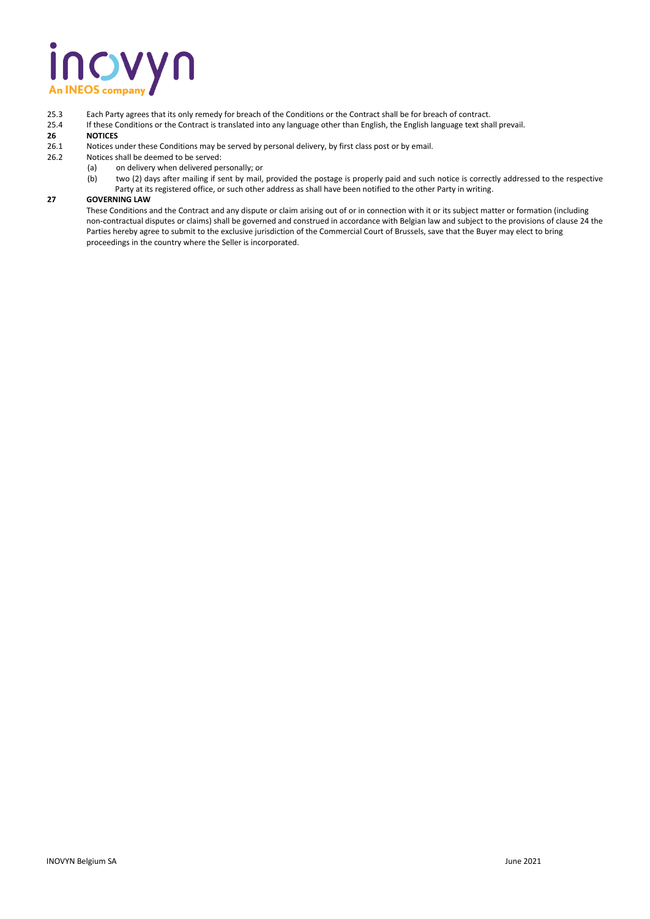25.3 Each Party agrees that its only remedy for breach of the Conditions or the Contract shall be for breach of contract.

25.4 If these Conditions or the Contract is translated into any language other than English, the English language text shall prevail.

**26 NOTICES**

26.1 Notices under these Conditions may be served by personal delivery, by first class post or by email.

26.2 Notices shall be deemed to be served:

(a) on delivery when delivered personally; or

(b) two (2) days after mailing if sent by mail, provided the postage is properly paid and such notice is correctly addressed to the respective Party at its registered office, or such other address as shall have been notified to the other Party in writing.

**27 GOVERNING LAW**

These Conditions and the Contract and any dispute or claim arising out of or in connection with it or its subject matter or formation (including non-contractual disputes or claims) shall be governed and construed in accordance with Belgian law and subject to the provisions of clause 24 the Parties hereby agree to submit to the exclusive jurisdiction of the Commercial Court of Brussels, save that the Buyer may elect to bring proceedings in the country where the Seller is incorporated.